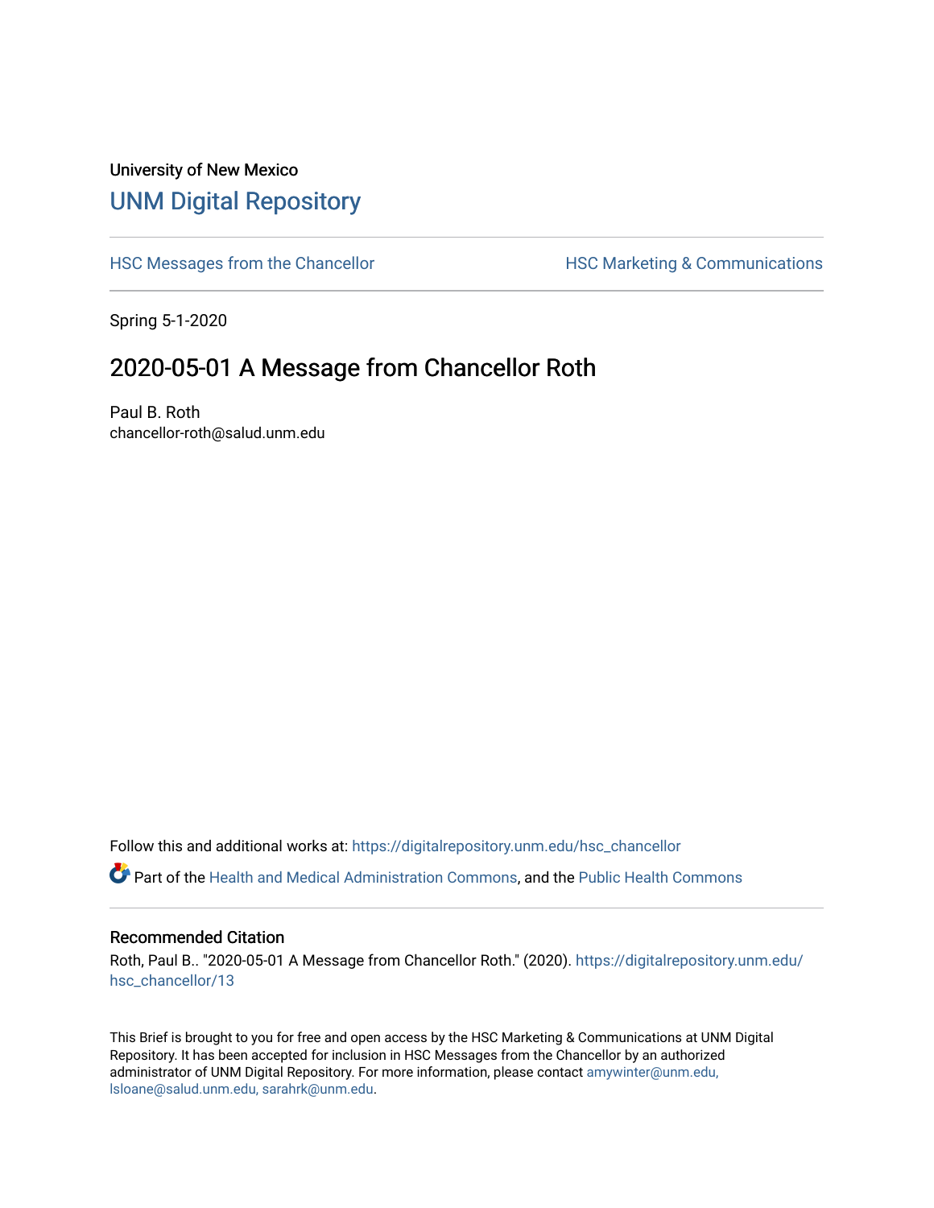University of New Mexico

# UNM Digital Repository

HSC Messages from the Chancellor

HSC Marketing & Communications

Spring 5-1-2020

## 2020-05-01 A Message from Chancellor Roth

Paul B. Roth
chancellor-roth@salud.unm.edu

Follow this and additional works at: https://digitalrepository.unm.edu/hsc_chancellor

Part of the Health and Medical Administration Commons, and the Public Health Commons

### Recommended Citation

Roth, Paul B.. "2020-05-01 A Message from Chancellor Roth." (2020). https://digitalrepository.unm.edu/hsc_chancellor/13

This Brief is brought to you for free and open access by the HSC Marketing & Communications at UNM Digital Repository. It has been accepted for inclusion in HSC Messages from the Chancellor by an authorized administrator of UNM Digital Repository. For more information, please contact amywinter@unm.edu, lsloane@salud.unm.edu, sarahrk@unm.edu.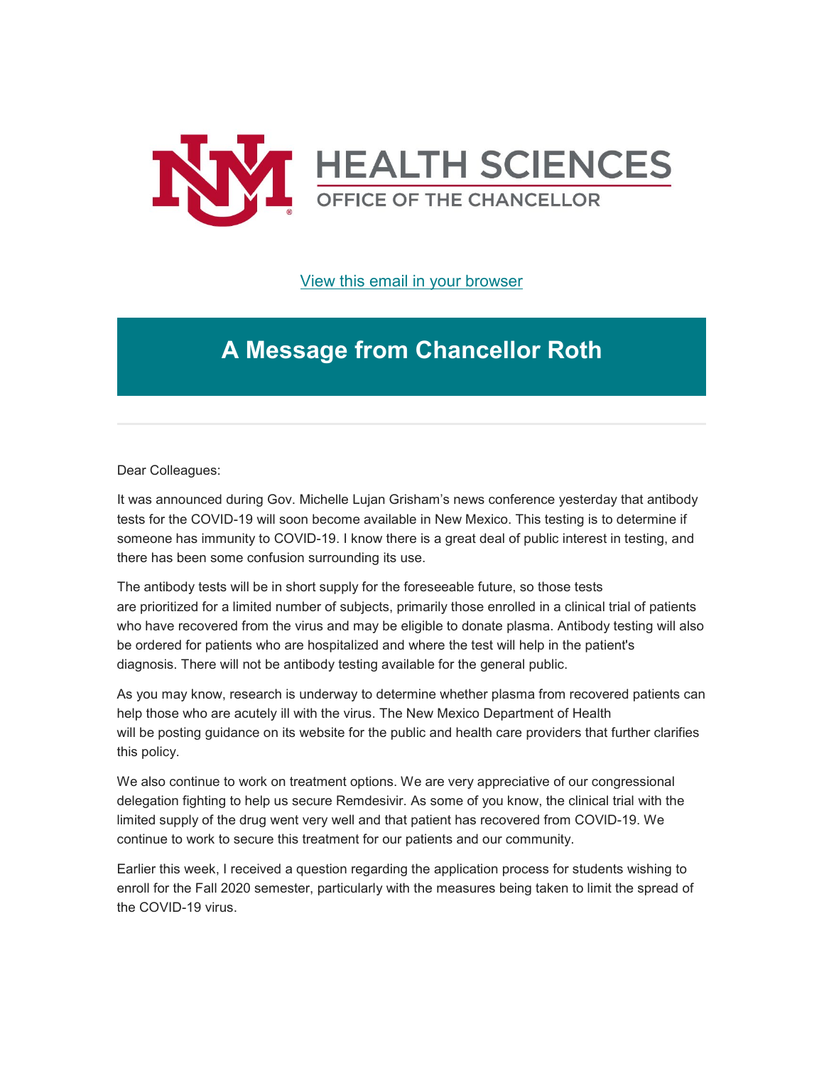HEALTH SCIENCES
OFFICE OF THE CHANCELLOR

View this email in your browser

# A Message from Chancellor Roth

Dear Colleagues:

It was announced during Gov. Michelle Lujan Grisham's news conference yesterday that antibody tests for the COVID-19 will soon become available in New Mexico. This testing is to determine if someone has immunity to COVID-19. I know there is a great deal of public interest in testing, and there has been some confusion surrounding its use.

The antibody tests will be in short supply for the foreseeable future, so those tests are prioritized for a limited number of subjects, primarily those enrolled in a clinical trial of patients who have recovered from the virus and may be eligible to donate plasma. Antibody testing will also be ordered for patients who are hospitalized and where the test will help in the patient's diagnosis. There will not be antibody testing available for the general public.

As you may know, research is underway to determine whether plasma from recovered patients can help those who are acutely ill with the virus. The New Mexico Department of Health will be posting guidance on its website for the public and health care providers that further clarifies this policy.

We also continue to work on treatment options. We are very appreciative of our congressional delegation fighting to help us secure Remdesivir. As some of you know, the clinical trial with the limited supply of the drug went very well and that patient has recovered from COVID-19. We continue to work to secure this treatment for our patients and our community.

Earlier this week, I received a question regarding the application process for students wishing to enroll for the Fall 2020 semester, particularly with the measures being taken to limit the spread of the COVID-19 virus.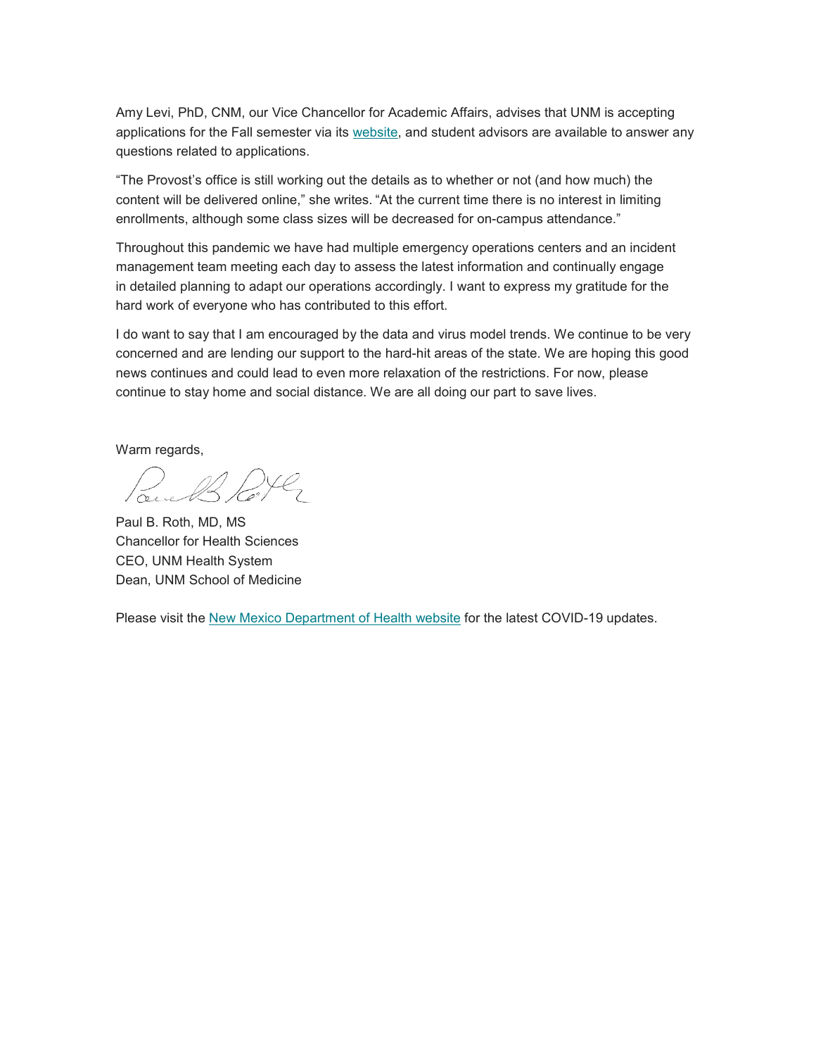Amy Levi, PhD, CNM, our Vice Chancellor for Academic Affairs, advises that UNM is accepting applications for the Fall semester via its website, and student advisors are available to answer any questions related to applications.

"The Provost's office is still working out the details as to whether or not (and how much) the content will be delivered online," she writes. "At the current time there is no interest in limiting enrollments, although some class sizes will be decreased for on-campus attendance."

Throughout this pandemic we have had multiple emergency operations centers and an incident management team meeting each day to assess the latest information and continually engage in detailed planning to adapt our operations accordingly. I want to express my gratitude for the hard work of everyone who has contributed to this effort.

I do want to say that I am encouraged by the data and virus model trends. We continue to be very concerned and are lending our support to the hard-hit areas of the state. We are hoping this good news continues and could lead to even more relaxation of the restrictions. For now, please continue to stay home and social distance. We are all doing our part to save lives.

Warm regards,

Paul B. Roth, MD, MS
Chancellor for Health Sciences
CEO, UNM Health System
Dean, UNM School of Medicine

Please visit the New Mexico Department of Health website for the latest COVID-19 updates.